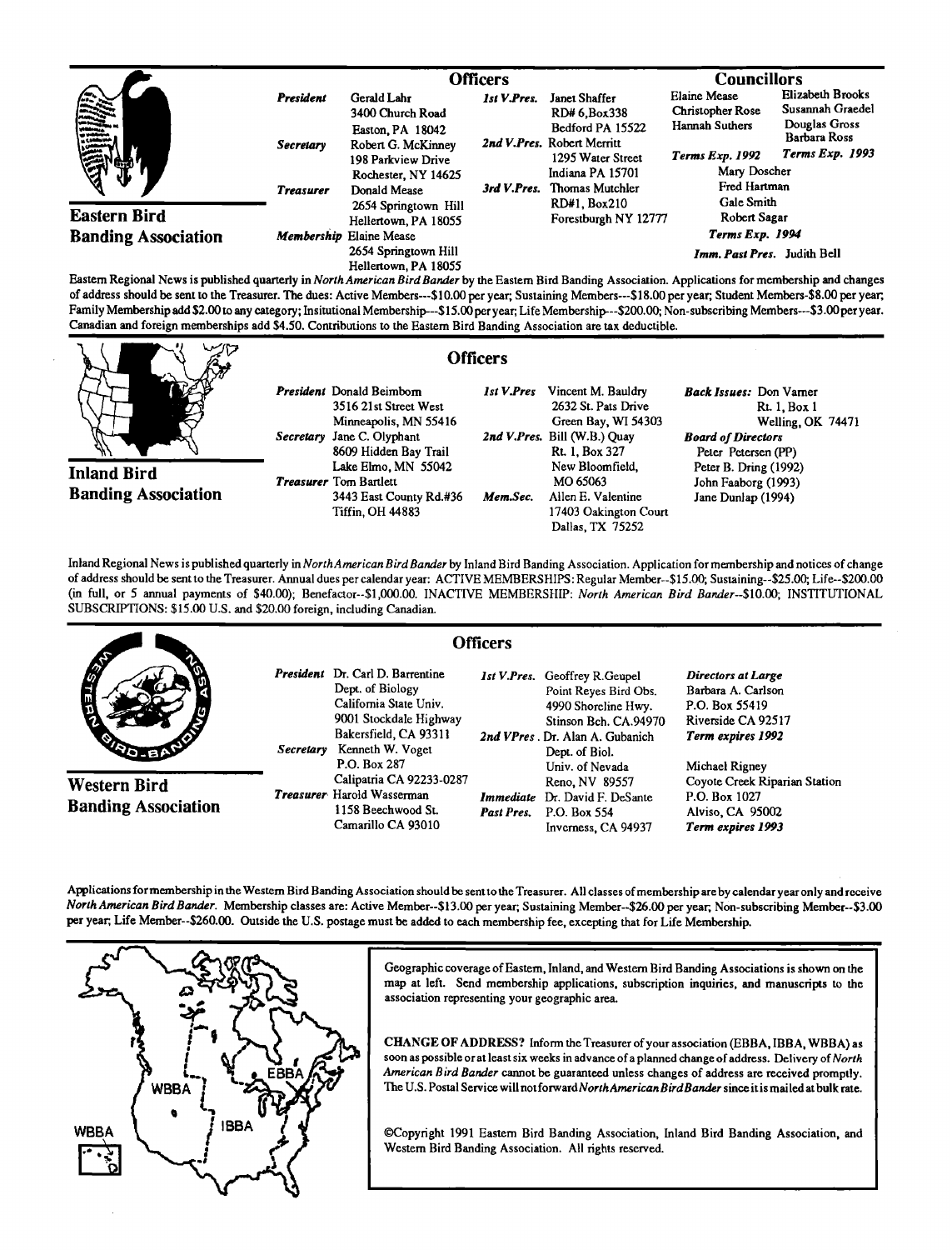## Eastern Bird Banding Association

### Officers

**President** Gerald Lahr
3400 Church Road
Easton, PA 18042

**Secretary** Robert G. McKinney
198 Parkview Drive
Rochester, NY 14625

**Treasurer** Donald Mease
2654 Springtown Hill
Hellertown, PA 18055

**Membership** Elaine Mease
2654 Springtown Hill
Hellertown, PA 18055

**1st V.Pres.** Janet Shaffer
RD# 6,Box338
Bedford PA 15522

**2nd V.Pres.** Robert Merritt
1295 Water Street
Indiana PA 15701

**3rd V.Pres.** Thomas Mutchler
RD#1, Box210
Forestburgh NY 12777

### Councillors

Elaine Mease
Christopher Rose
Hannah Suthers
*Terms Exp. 1992*

Elizabeth Brooks
Susannah Graedel
Douglas Gross
Barbara Ross
*Terms Exp. 1993*

Mary Doscher
Fred Hartman
Gale Smith
Robert Sagar
*Terms Exp. 1994*

*Imm. Past Pres.* Judith Bell

Eastern Regional News is published quarterly in *North American Bird Bander* by the Eastern Bird Banding Association. Applications for membership and changes of address should be sent to the Treasurer. The dues: Active Members---$10.00 per year; Sustaining Members---$18.00 per year; Student Members-$8.00 per year; Family Membership add $2.00 to any category; Insitutional Membership---$15.00 per year; Life Membership---$200.00; Non-subscribing Members---$3.00 per year. Canadian and foreign memberships add $4.50. Contributions to the Eastern Bird Banding Association are tax deductible.

## Inland Bird Banding Association

### Officers

**President** Donald Beimborn
3516 21st Street West
Minneapolis, MN 55416

**Secretary** Jane C. Olyphant
8609 Hidden Bay Trail
Lake Elmo, MN 55042

**Treasurer** Tom Bartlett
3443 East County Rd.#36
Tiffin, OH 44883

**1st V.Pres** Vincent M. Bauldry
2632 St. Pats Drive
Green Bay, WI 54303

**2nd V.Pres.** Bill (W.B.) Quay
Rt. 1, Box 327
New Bloomfield,
MO 65063

**Mem.Sec.** Allen E. Valentine
17403 Oakington Court
Dallas, TX 75252

***Back Issues:*** Don Varner
Rt. 1, Box 1
Welling, OK 74471

***Board of Directors***
Peter Petersen (PP)
Peter B. Dring (1992)
John Faaborg (1993)
Jane Dunlap (1994)

Inland Regional News is published quarterly in *North American Bird Bander* by Inland Bird Banding Association. Application for membership and notices of change of address should be sent to the Treasurer. Annual dues per calendar year: ACTIVE MEMBERSHIPS: Regular Member--$15.00; Sustaining--$25.00; Life--$200.00 (in full, or 5 annual payments of $40.00); Benefactor--$1,000.00. INACTIVE MEMBERSHIP: *North American Bird Bander*--$10.00; INSTITUTIONAL SUBSCRIPTIONS: $15.00 U.S. and $20.00 foreign, including Canadian.

## Western Bird Banding Association

### Officers

**President** Dr. Carl D. Barrentine
Dept. of Biology
California State Univ.
9001 Stockdale Highway
Bakersfield, CA 93311

**Secretary** Kenneth W. Voget
P.O. Box 287
Calipatria CA 92233-0287

**Treasurer** Harold Wasserman
1158 Beechwood St.
Camarillo CA 93010

**1st V.Pres.** Geoffrey R.Geupel
Point Reyes Bird Obs.
4990 Shoreline Hwy.
Stinson Bch. CA.94970

**2nd VPres.** Dr. Alan A. Gubanich
Dept. of Biol.
Univ. of Nevada
Reno, NV 89557

**Immediate Past Pres.** Dr. David F. DeSante
P.O. Box 554
Inverness, CA 94937

***Directors at Large***
Barbara A. Carlson
P.O. Box 55419
Riverside CA 92517
*Term expires 1992*

Michael Rigney
Coyote Creek Riparian Station
P.O. Box 1027
Alviso, CA 95002
*Term expires 1993*

Applications for membership in the Western Bird Banding Association should be sent to the Treasurer. All classes of membership are by calendar year only and receive *North American Bird Bander*. Membership classes are: Active Member--$13.00 per year; Sustaining Member--$26.00 per year; Non-subscribing Member--$3.00 per year; Life Member--$260.00. Outside the U.S. postage must be added to each membership fee, excepting that for Life Membership.

Geographic coverage of Eastern, Inland, and Western Bird Banding Associations is shown on the map at left. Send membership applications, subscription inquiries, and manuscripts to the association representing your geographic area.

**CHANGE OF ADDRESS?** Inform the Treasurer of your association (EBBA, IBBA, WBBA) as soon as possible or at least six weeks in advance of a planned change of address. Delivery of *North American Bird Bander* cannot be guaranteed unless changes of address are received promptly. The U.S. Postal Service will not forward *North American Bird Bander* since it is mailed at bulk rate.

©Copyright 1991 Eastern Bird Banding Association, Inland Bird Banding Association, and Western Bird Banding Association. All rights reserved.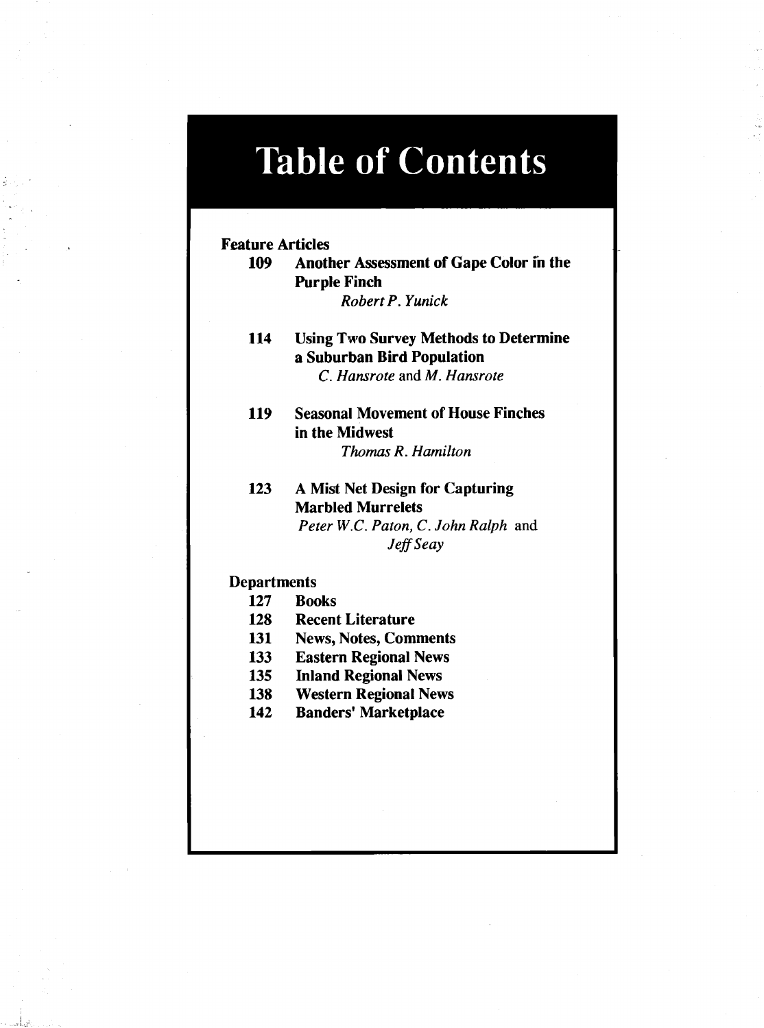# Table of Contents

## Feature Articles

109 **Another Assessment of Gape Color in the Purple Finch**
*Robert P. Yunick*

114 **Using Two Survey Methods to Determine a Suburban Bird Population**
*C. Hansrote* and *M. Hansrote*

119 **Seasonal Movement of House Finches in the Midwest**
*Thomas R. Hamilton*

123 **A Mist Net Design for Capturing Marbled Murrelets**
*Peter W.C. Paton, C. John Ralph* and *Jeff Seay*

## Departments

127 **Books**
128 **Recent Literature**
131 **News, Notes, Comments**
133 **Eastern Regional News**
135 **Inland Regional News**
138 **Western Regional News**
142 **Banders' Marketplace**